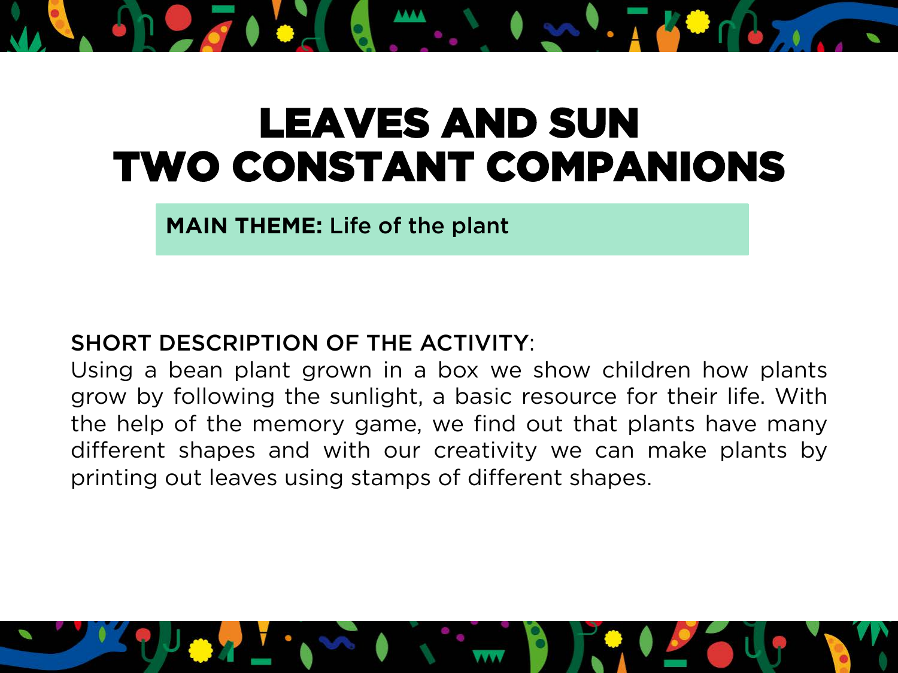# LEAVES AND SUN
# TWO CONSTANT COMPANIONS

**MAIN THEME:** Life of the plant

SHORT DESCRIPTION OF THE ACTIVITY:
Using a bean plant grown in a box we show children how plants grow by following the sunlight, a basic resource for their life. With the help of the memory game, we find out that plants have many different shapes and with our creativity we can make plants by printing out leaves using stamps of different shapes.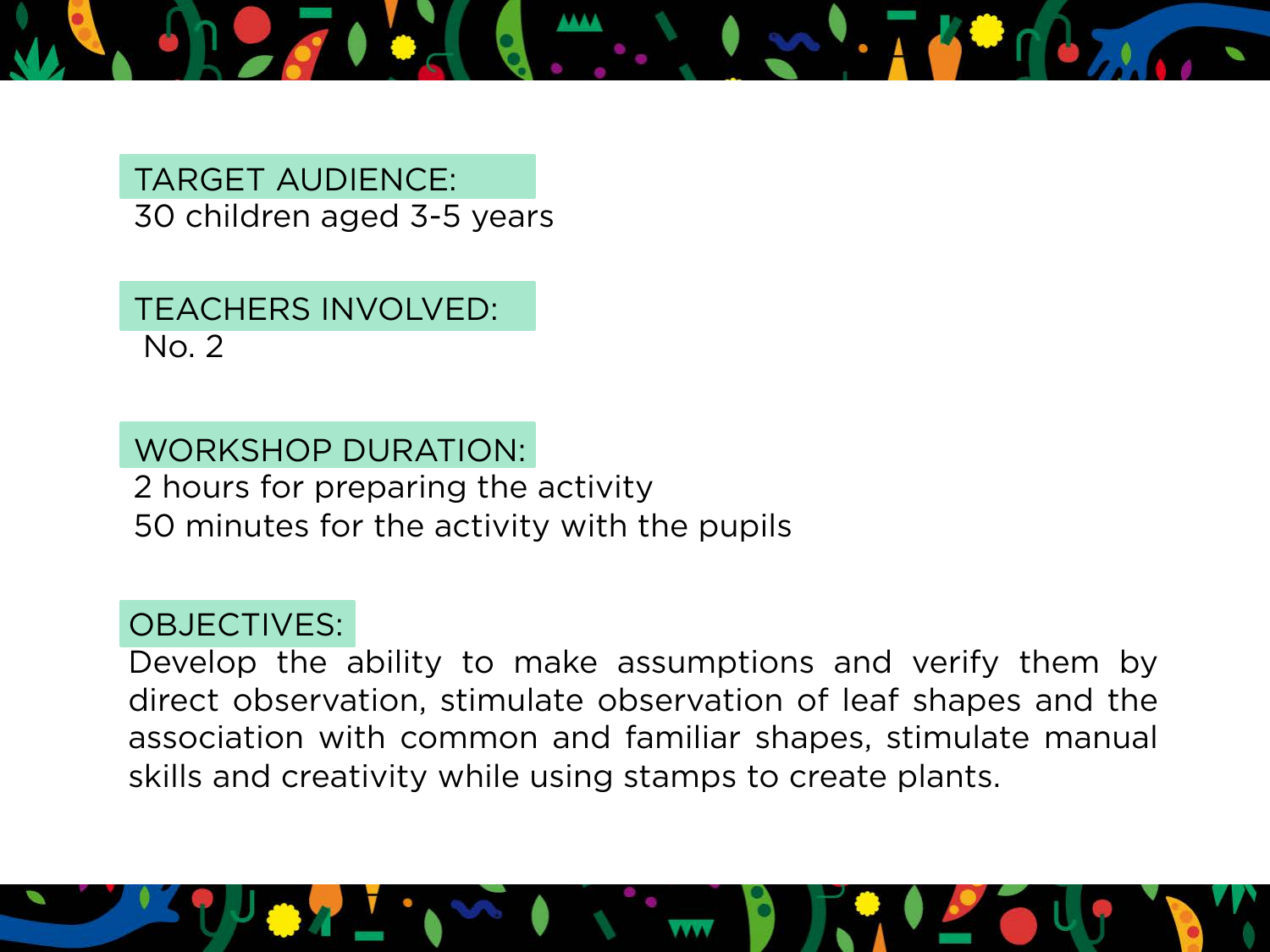**TARGET AUDIENCE:**
30 children aged 3-5 years

**TEACHERS INVOLVED:**
No. 2

**WORKSHOP DURATION:**
2 hours for preparing the activity
50 minutes for the activity with the pupils

**OBJECTIVES:**
Develop the ability to make assumptions and verify them by direct observation, stimulate observation of leaf shapes and the association with common and familiar shapes, stimulate manual skills and creativity while using stamps to create plants.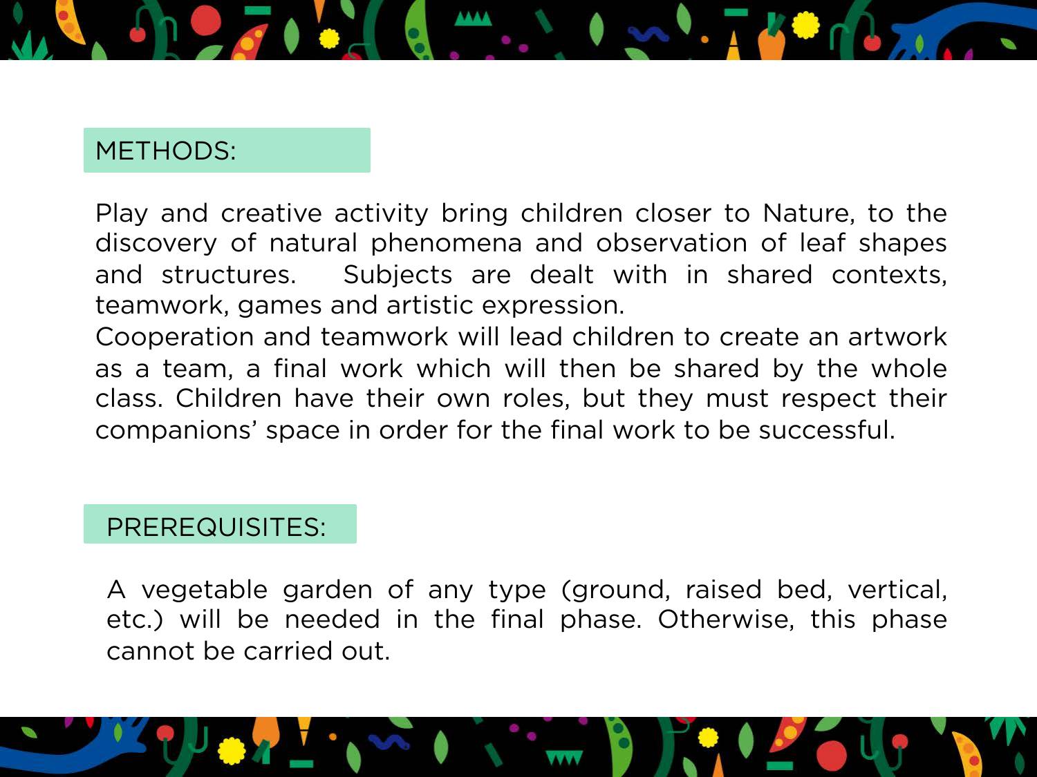## METHODS:

Play and creative activity bring children closer to Nature, to the discovery of natural phenomena and observation of leaf shapes and structures. Subjects are dealt with in shared contexts, teamwork, games and artistic expression.
Cooperation and teamwork will lead children to create an artwork as a team, a final work which will then be shared by the whole class. Children have their own roles, but they must respect their companions' space in order for the final work to be successful.

## PREREQUISITES:

A vegetable garden of any type (ground, raised bed, vertical, etc.) will be needed in the final phase. Otherwise, this phase cannot be carried out.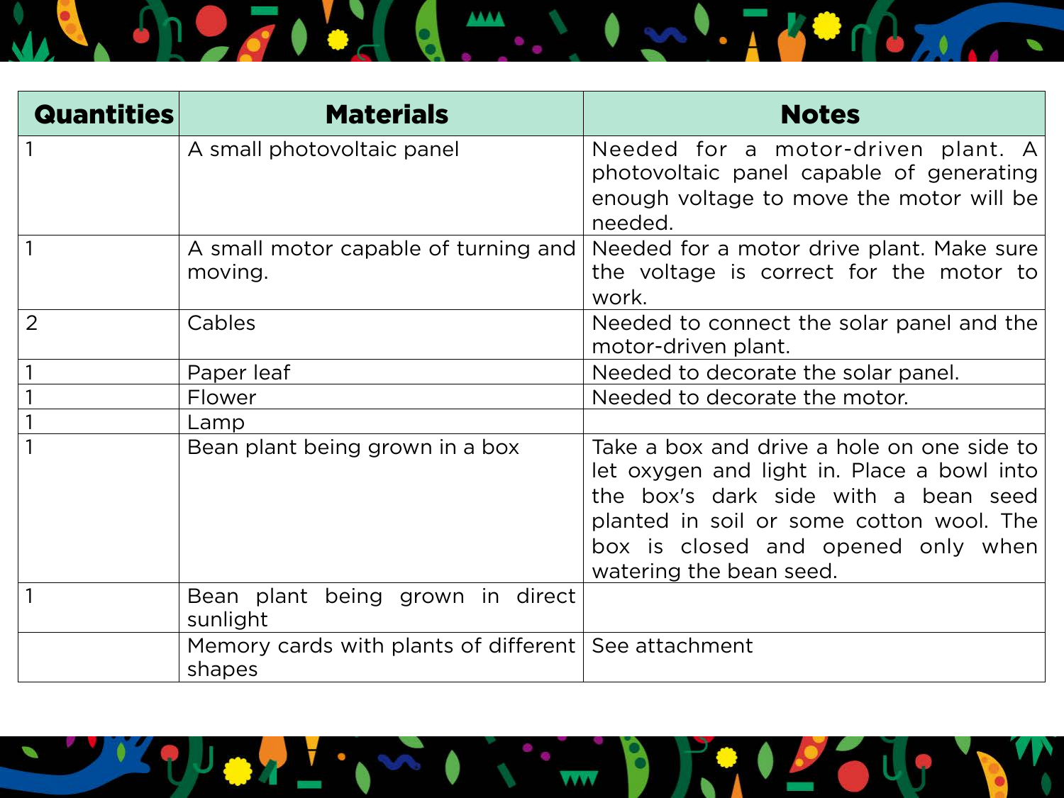| Quantities | Materials | Notes |
|---|---|---|
| 1 | A small photovoltaic panel | Needed for a motor-driven plant. A photovoltaic panel capable of generating enough voltage to move the motor will be needed. |
| 1 | A small motor capable of turning and moving. | Needed for a motor drive plant. Make sure the voltage is correct for the motor to work. |
| 2 | Cables | Needed to connect the solar panel and the motor-driven plant. |
| 1 | Paper leaf | Needed to decorate the solar panel. |
| 1 | Flower | Needed to decorate the motor. |
| 1 | Lamp | |
| 1 | Bean plant being grown in a box | Take a box and drive a hole on one side to let oxygen and light in. Place a bowl into the box's dark side with a bean seed planted in soil or some cotton wool. The box is closed and opened only when watering the bean seed. |
| 1 | Bean plant being grown in direct sunlight | |
| | Memory cards with plants of different shapes | See attachment |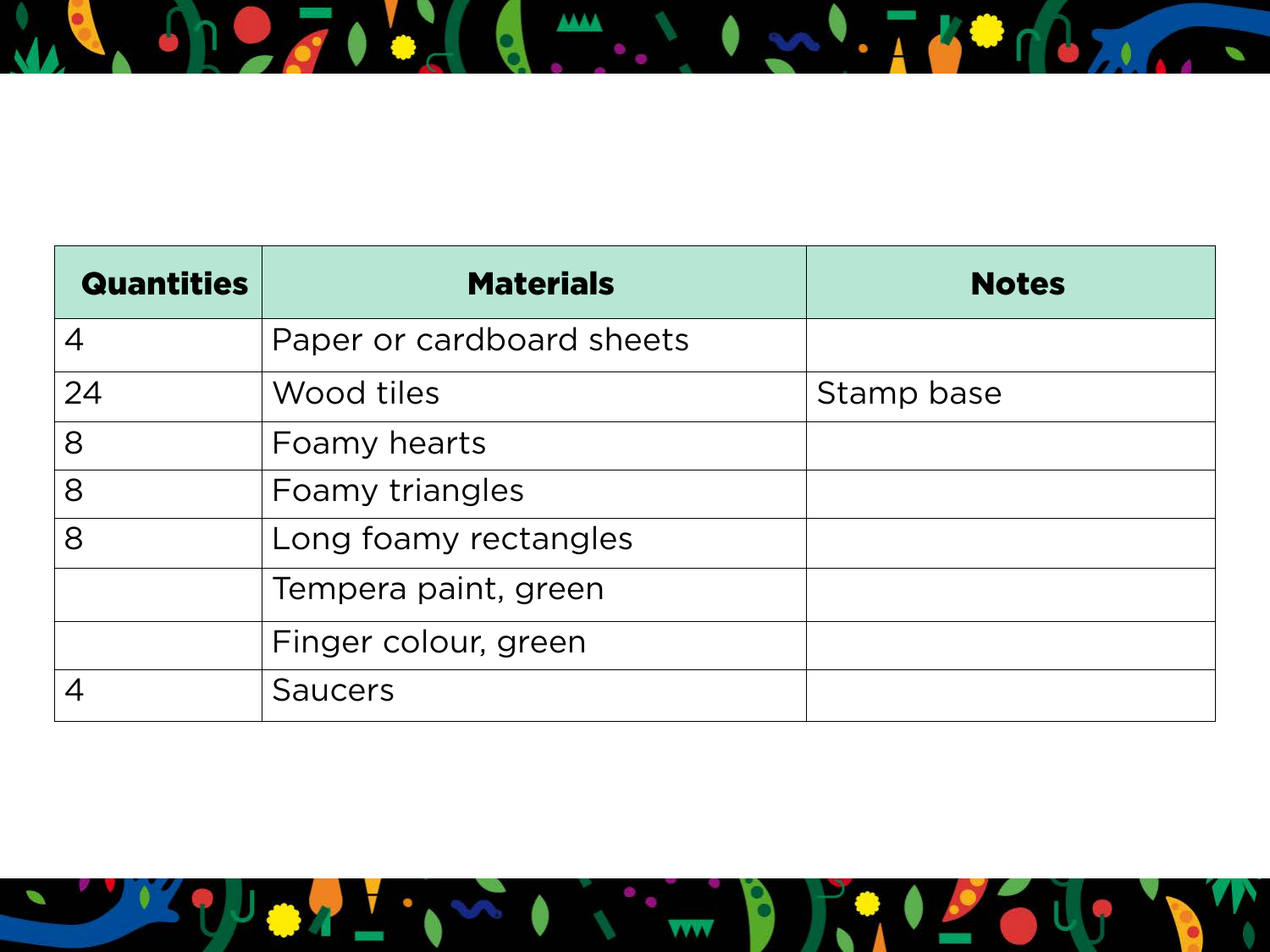| Quantities | Materials | Notes |
| --- | --- | --- |
| 4 | Paper or cardboard sheets | |
| 24 | Wood tiles | Stamp base |
| 8 | Foamy hearts | |
| 8 | Foamy triangles | |
| 8 | Long foamy rectangles | |
| | Tempera paint, green | |
| | Finger colour, green | |
| 4 | Saucers | |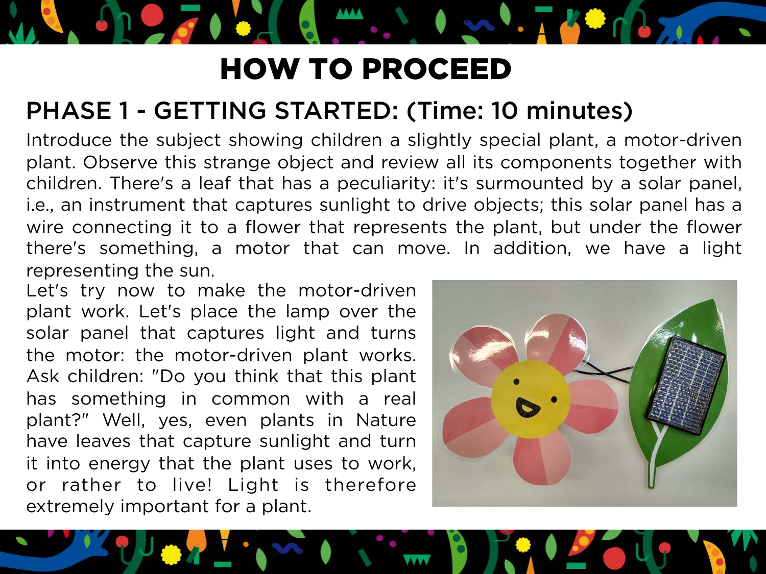# HOW TO PROCEED

## PHASE 1 - GETTING STARTED: (Time: 10 minutes)

Introduce the subject showing children a slightly special plant, a motor-driven plant. Observe this strange object and review all its components together with children. There's a leaf that has a peculiarity: it's surmounted by a solar panel, i.e., an instrument that captures sunlight to drive objects; this solar panel has a wire connecting it to a flower that represents the plant, but under the flower there's something, a motor that can move. In addition, we have a light representing the sun.

Let's try now to make the motor-driven plant work. Let's place the lamp over the solar panel that captures light and turns the motor: the motor-driven plant works. Ask children: "Do you think that this plant has something in common with a real plant?" Well, yes, even plants in Nature have leaves that capture sunlight and turn it into energy that the plant uses to work, or rather to live! Light is therefore extremely important for a plant.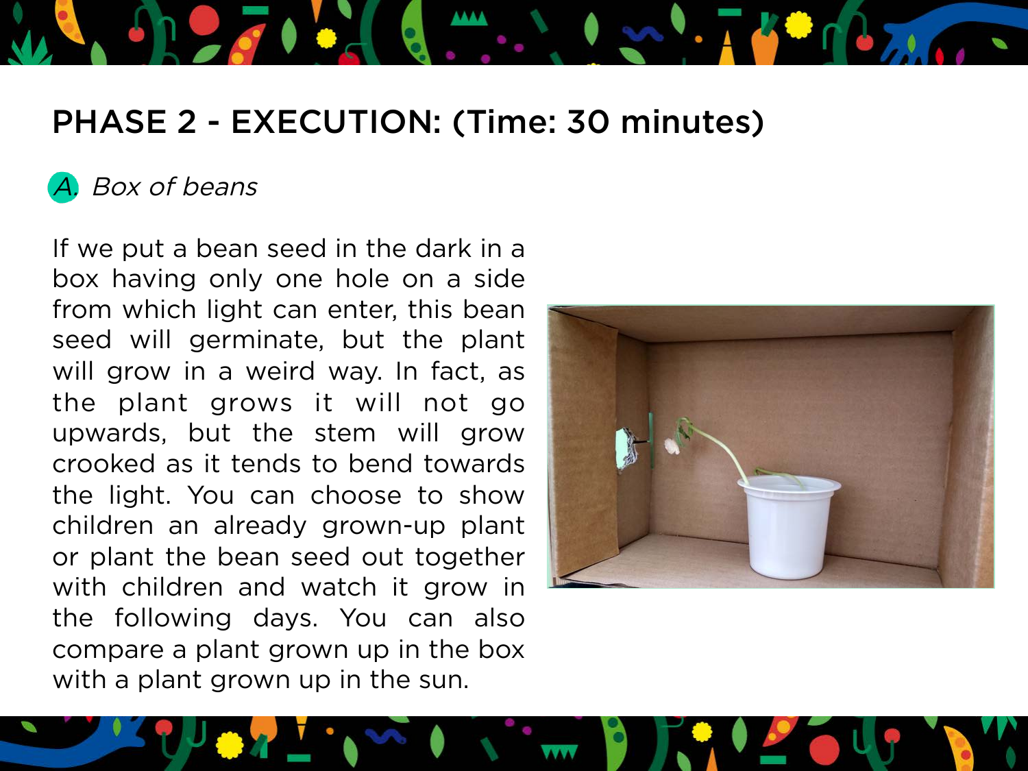## PHASE 2 - EXECUTION: (Time: 30 minutes)

A. *Box of beans*

If we put a bean seed in the dark in a box having only one hole on a side from which light can enter, this bean seed will germinate, but the plant will grow in a weird way. In fact, as the plant grows it will not go upwards, but the stem will grow crooked as it tends to bend towards the light. You can choose to show children an already grown-up plant or plant the bean seed out together with children and watch it grow in the following days. You can also compare a plant grown up in the box with a plant grown up in the sun.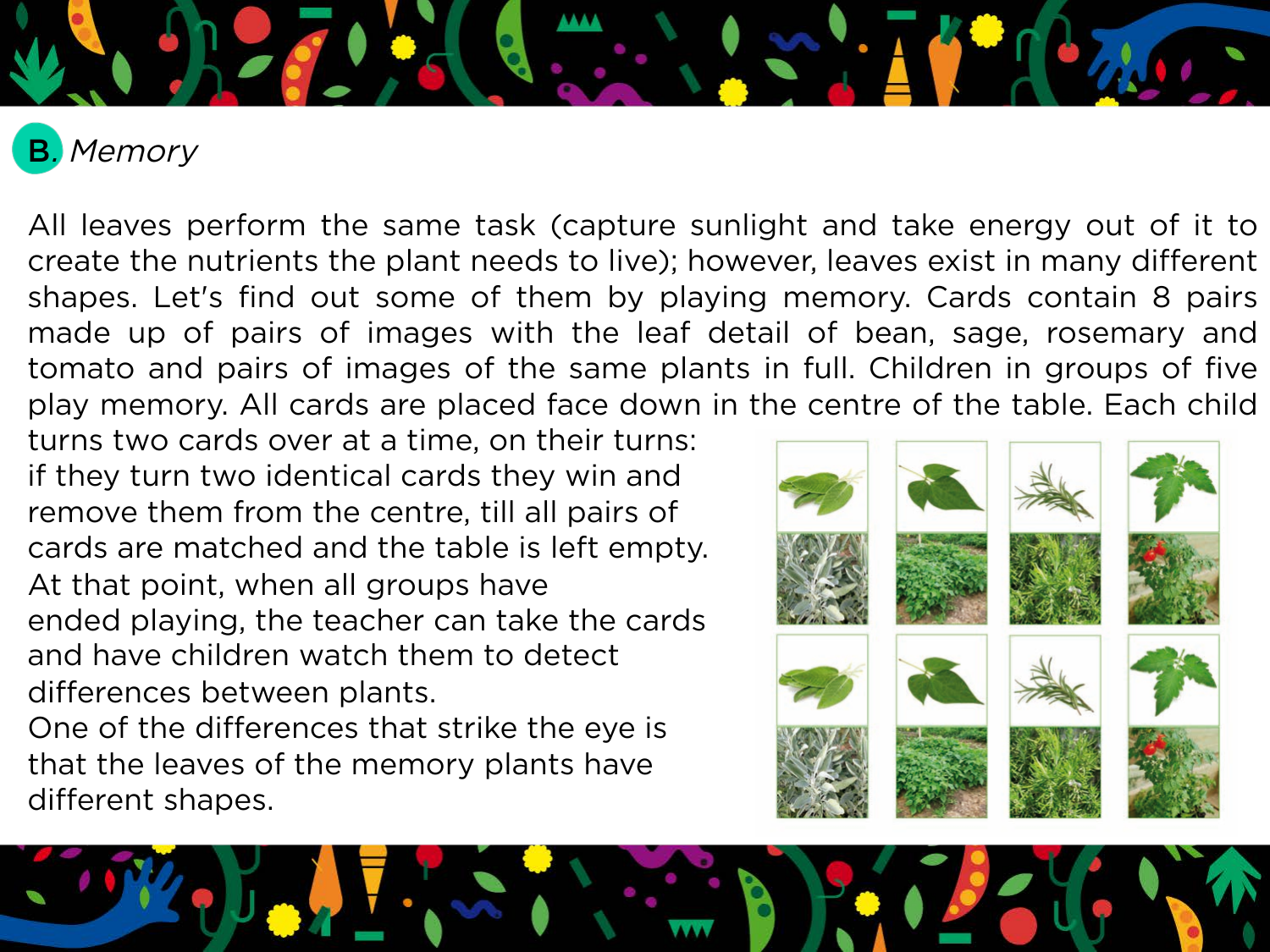## B. *Memory*

All leaves perform the same task (capture sunlight and take energy out of it to create the nutrients the plant needs to live); however, leaves exist in many different shapes. Let's find out some of them by playing memory. Cards contain 8 pairs made up of pairs of images with the leaf detail of bean, sage, rosemary and tomato and pairs of images of the same plants in full. Children in groups of five play memory. All cards are placed face down in the centre of the table. Each child turns two cards over at a time, on their turns: if they turn two identical cards they win and remove them from the centre, till all pairs of cards are matched and the table is left empty. At that point, when all groups have ended playing, the teacher can take the cards and have children watch them to detect differences between plants.

One of the differences that strike the eye is that the leaves of the memory plants have different shapes.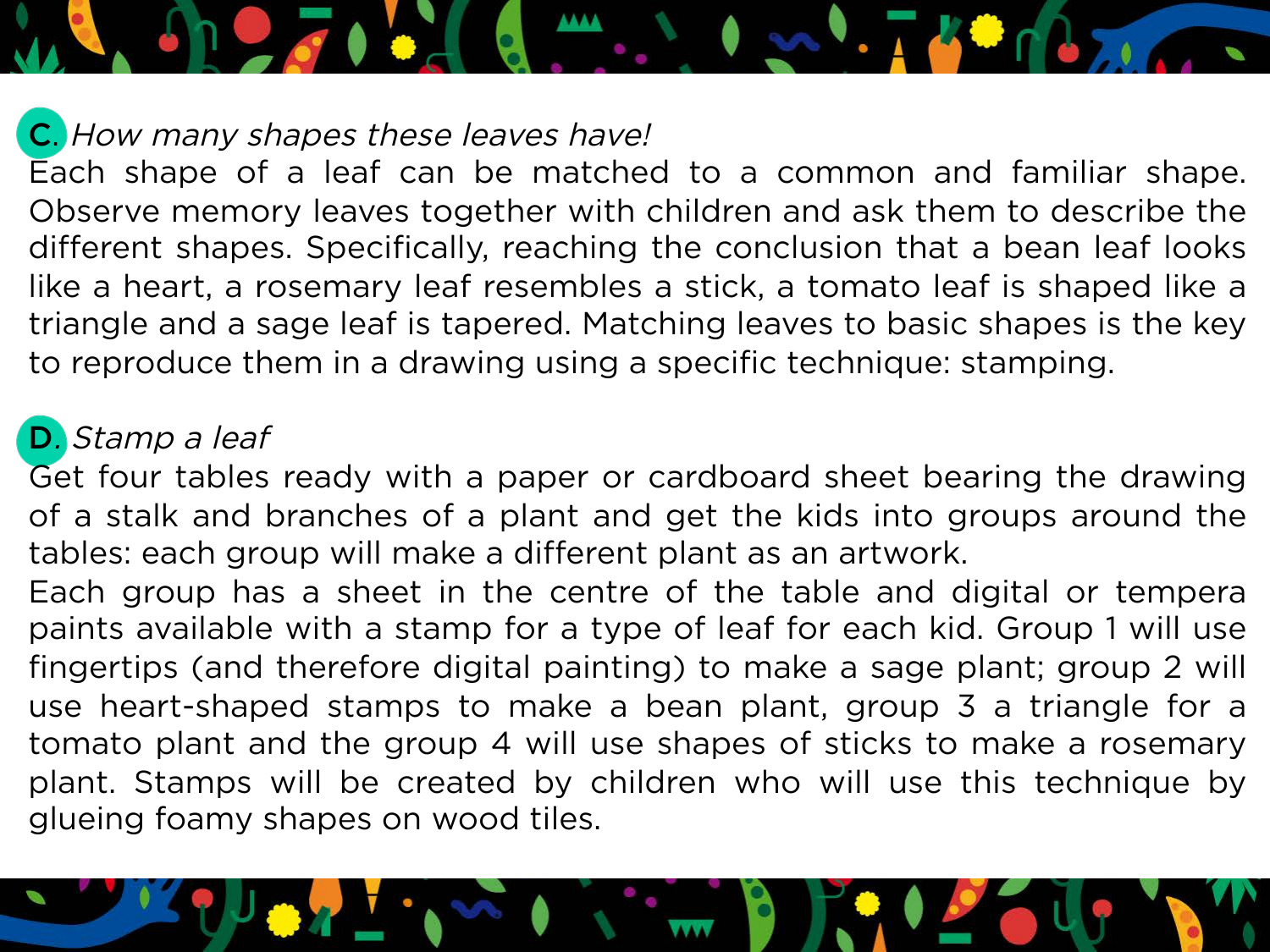## C. *How many shapes these leaves have!*

Each shape of a leaf can be matched to a common and familiar shape. Observe memory leaves together with children and ask them to describe the different shapes. Specifically, reaching the conclusion that a bean leaf looks like a heart, a rosemary leaf resembles a stick, a tomato leaf is shaped like a triangle and a sage leaf is tapered. Matching leaves to basic shapes is the key to reproduce them in a drawing using a specific technique: stamping.

## D. *Stamp a leaf*

Get four tables ready with a paper or cardboard sheet bearing the drawing of a stalk and branches of a plant and get the kids into groups around the tables: each group will make a different plant as an artwork.
Each group has a sheet in the centre of the table and digital or tempera paints available with a stamp for a type of leaf for each kid. Group 1 will use fingertips (and therefore digital painting) to make a sage plant; group 2 will use heart-shaped stamps to make a bean plant, group 3 a triangle for a tomato plant and the group 4 will use shapes of sticks to make a rosemary plant. Stamps will be created by children who will use this technique by glueing foamy shapes on wood tiles.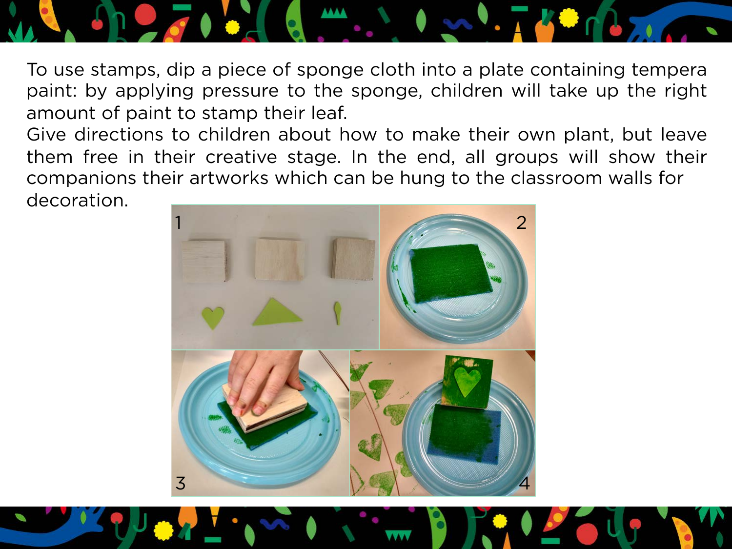To use stamps, dip a piece of sponge cloth into a plate containing tempera paint: by applying pressure to the sponge, children will take up the right amount of paint to stamp their leaf.

Give directions to children about how to make their own plant, but leave them free in their creative stage. In the end, all groups will show their companions their artworks which can be hung to the classroom walls for decoration.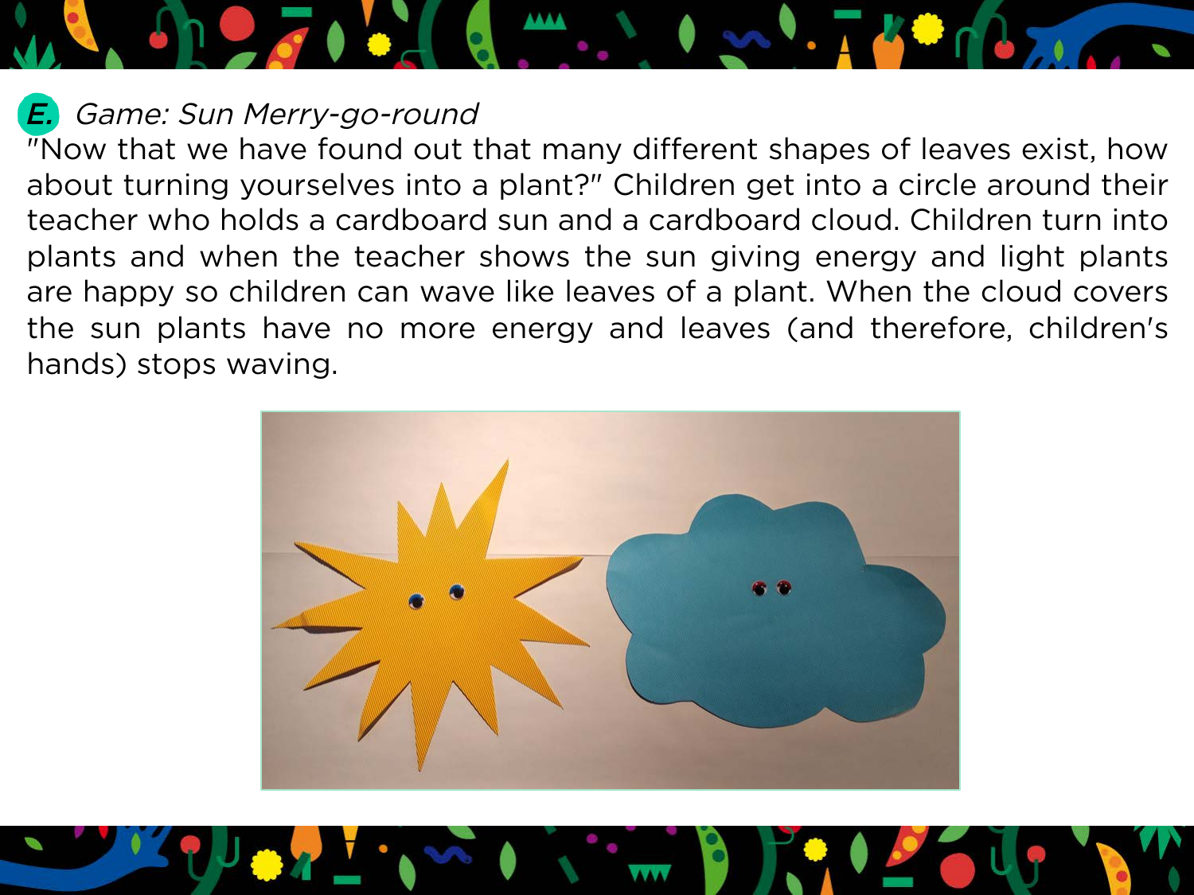## E. *Game: Sun Merry-go-round*

"Now that we have found out that many different shapes of leaves exist, how about turning yourselves into a plant?" Children get into a circle around their teacher who holds a cardboard sun and a cardboard cloud. Children turn into plants and when the teacher shows the sun giving energy and light plants are happy so children can wave like leaves of a plant. When the cloud covers the sun plants have no more energy and leaves (and therefore, children's hands) stops waving.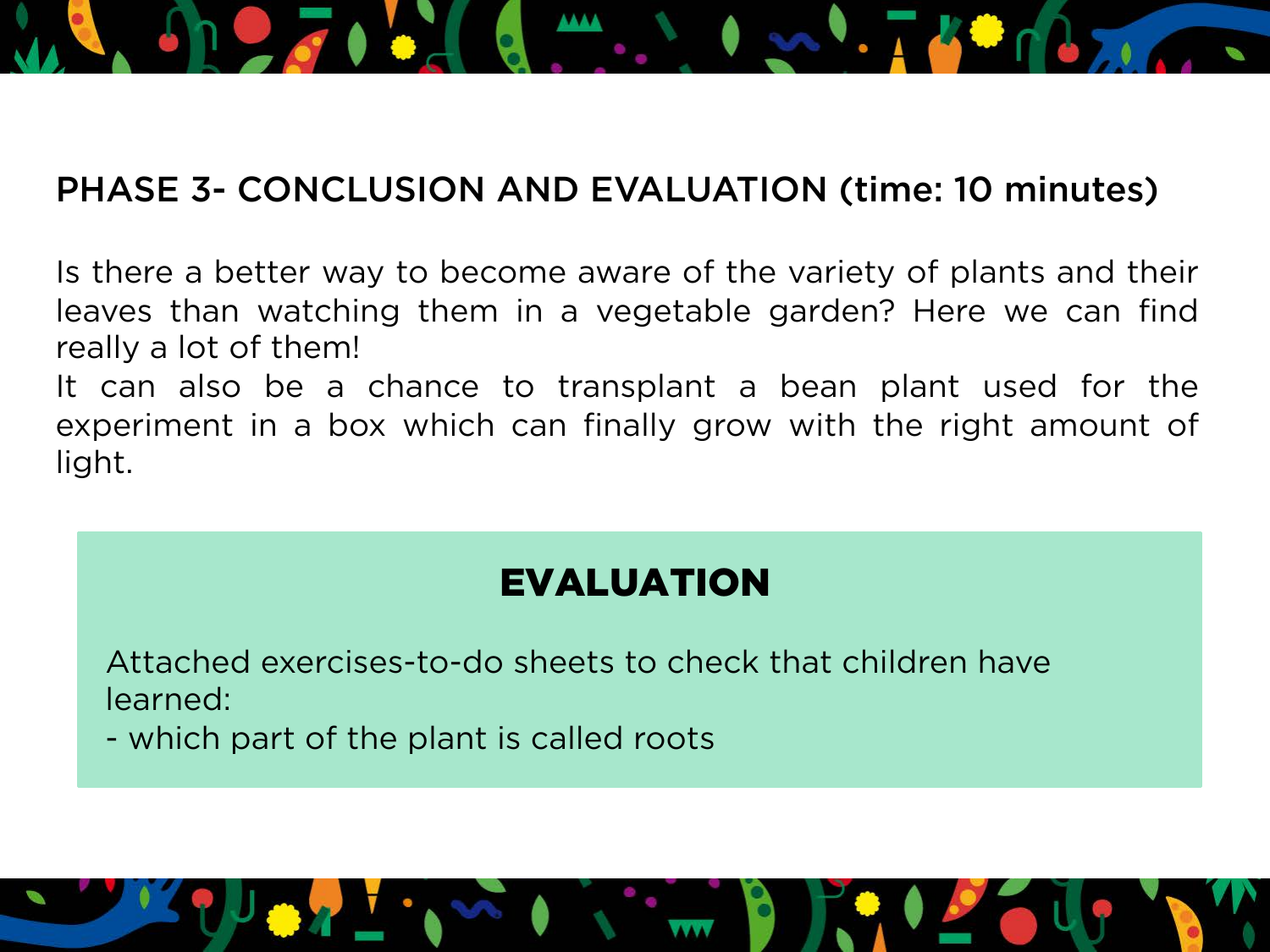## PHASE 3- CONCLUSION AND EVALUATION (time: 10 minutes)

Is there a better way to become aware of the variety of plants and their leaves than watching them in a vegetable garden? Here we can find really a lot of them!
It can also be a chance to transplant a bean plant used for the experiment in a box which can finally grow with the right amount of light.

### EVALUATION

Attached exercises-to-do sheets to check that children have learned:
- which part of the plant is called roots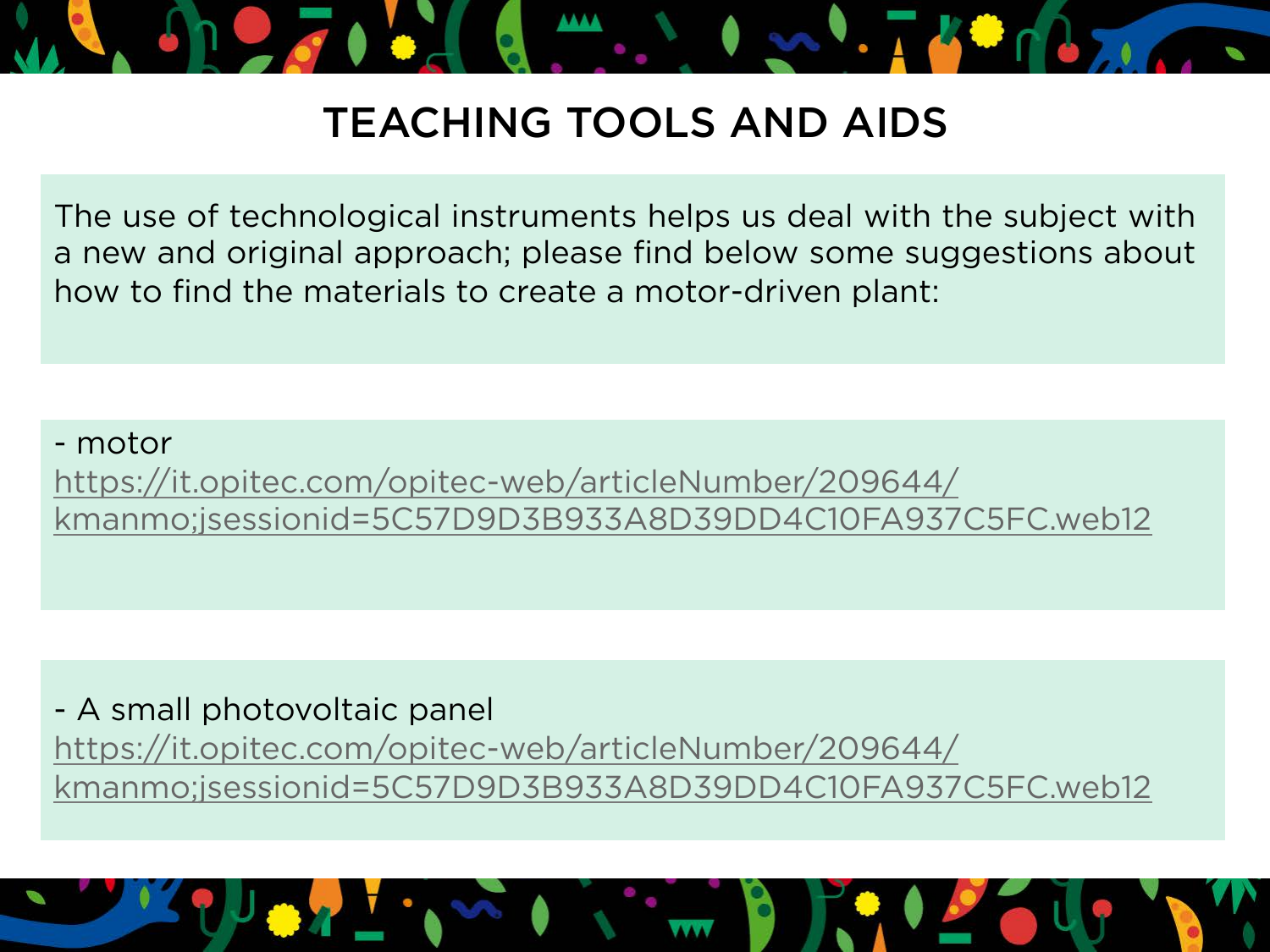# TEACHING TOOLS AND AIDS

The use of technological instruments helps us deal with the subject with a new and original approach; please find below some suggestions about how to find the materials to create a motor-driven plant:

- motor
https://it.opitec.com/opitec-web/articleNumber/209644/kmanmo;jsessionid=5C57D9D3B933A8D39DD4C10FA937C5FC.web12

- A small photovoltaic panel
https://it.opitec.com/opitec-web/articleNumber/209644/kmanmo;jsessionid=5C57D9D3B933A8D39DD4C10FA937C5FC.web12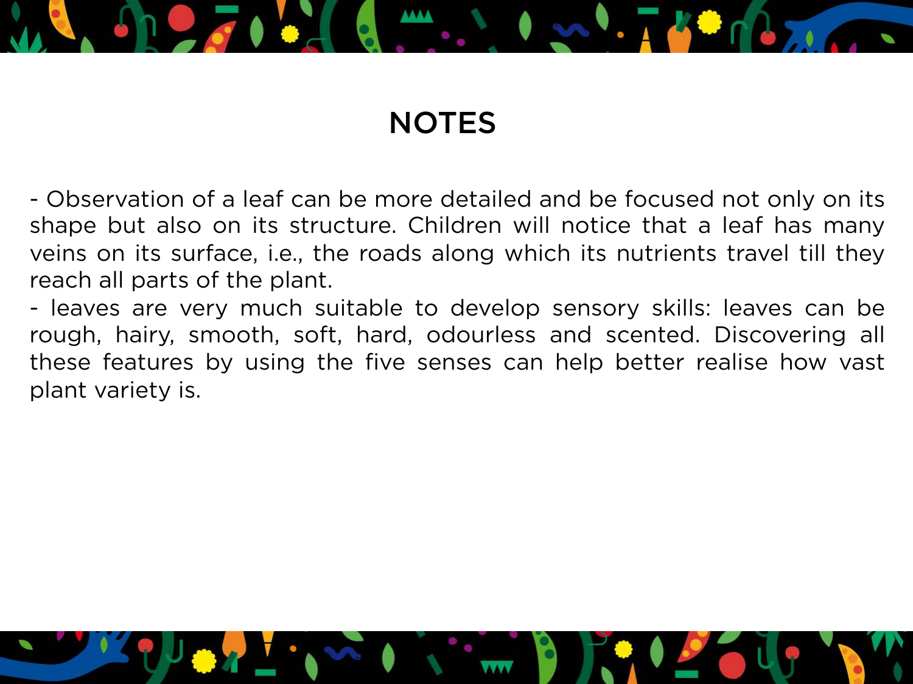# NOTES

- Observation of a leaf can be more detailed and be focused not only on its shape but also on its structure. Children will notice that a leaf has many veins on its surface, i.e., the roads along which its nutrients travel till they reach all parts of the plant.
- leaves are very much suitable to develop sensory skills: leaves can be rough, hairy, smooth, soft, hard, odourless and scented. Discovering all these features by using the five senses can help better realise how vast plant variety is.